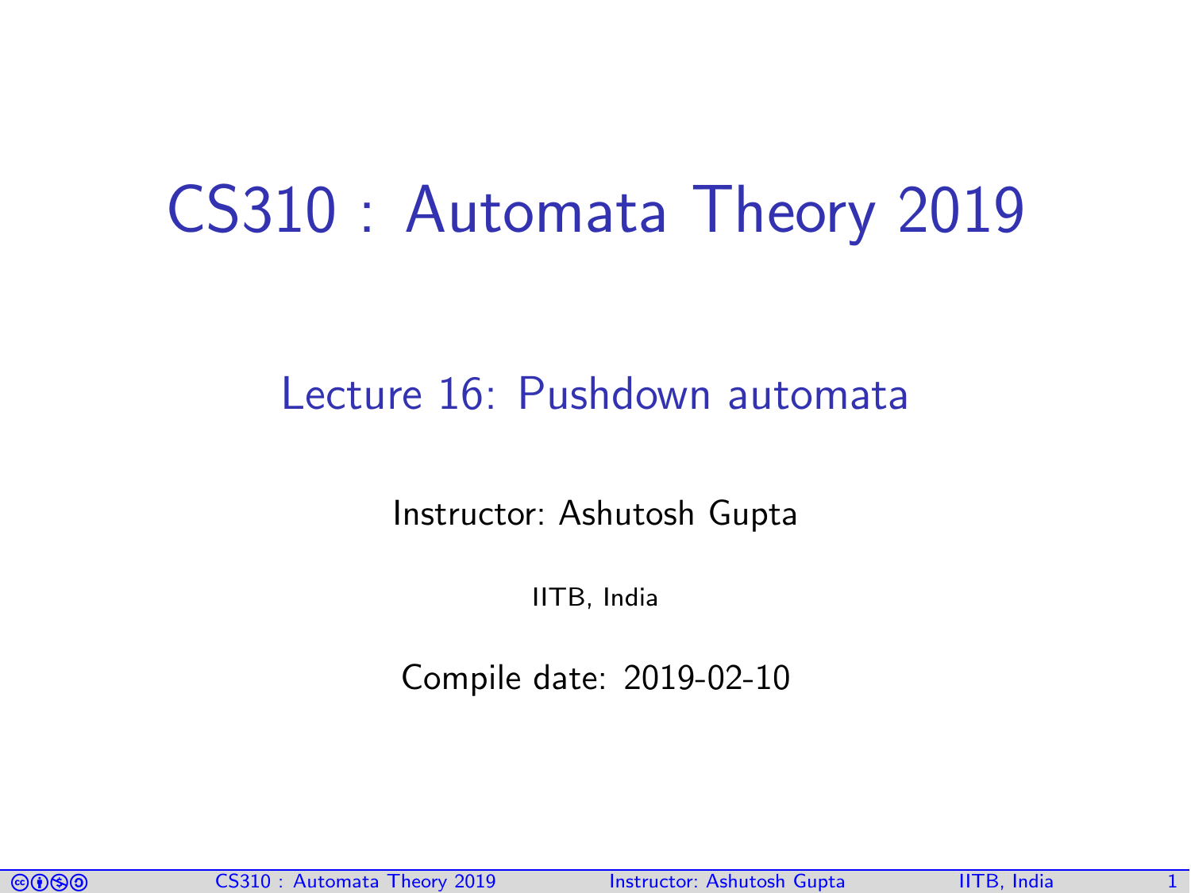# CS310 : Automata Theory 2019

## Lecture 16: Pushdown automata

Instructor: Ashutosh Gupta

IITB, India

Compile date: 2019-02-10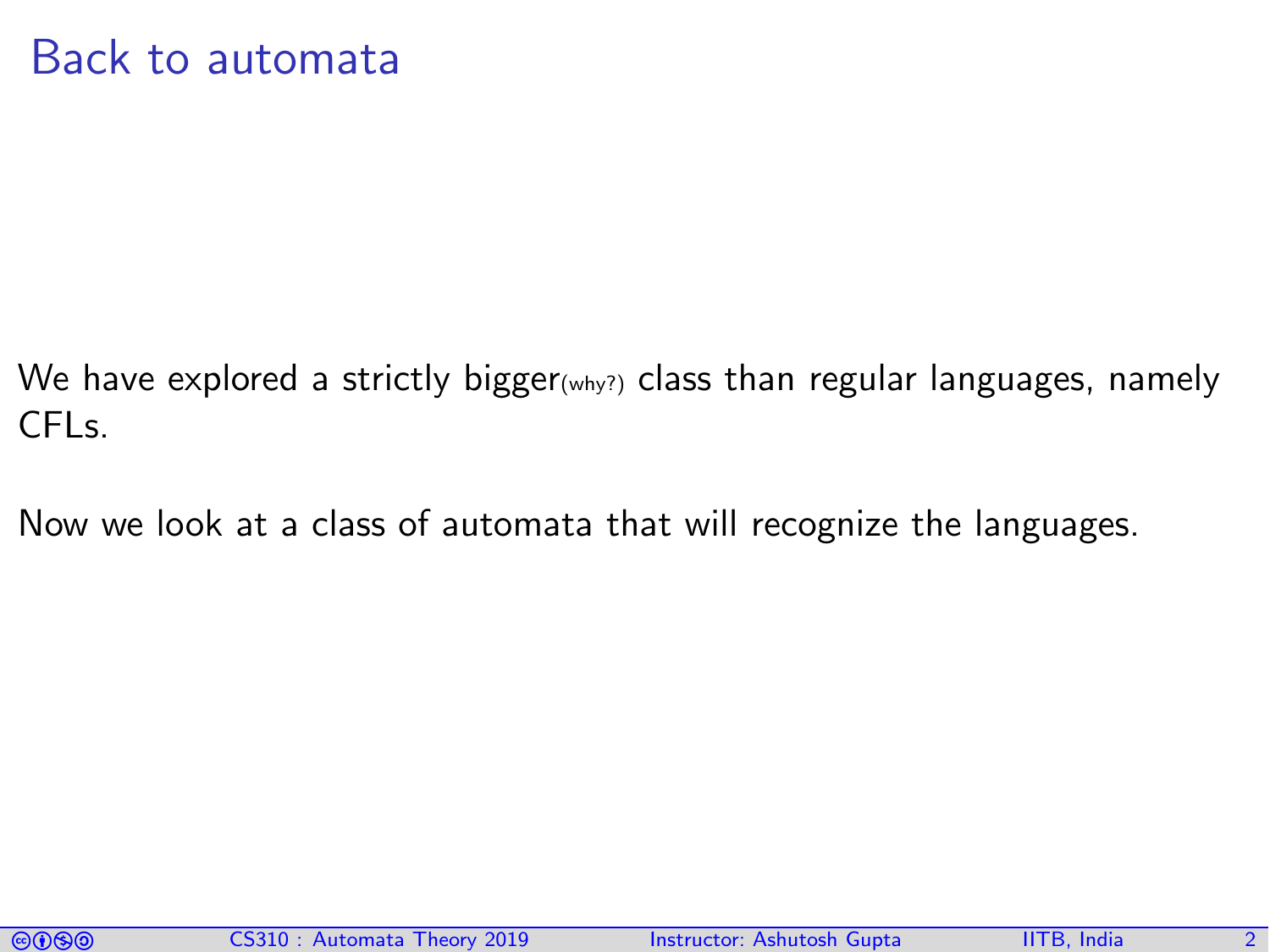# Back to automata

We have explored a strictly bigger(why?) class than regular languages, namely CFLs.

Now we look at a class of automata that will recognize the languages.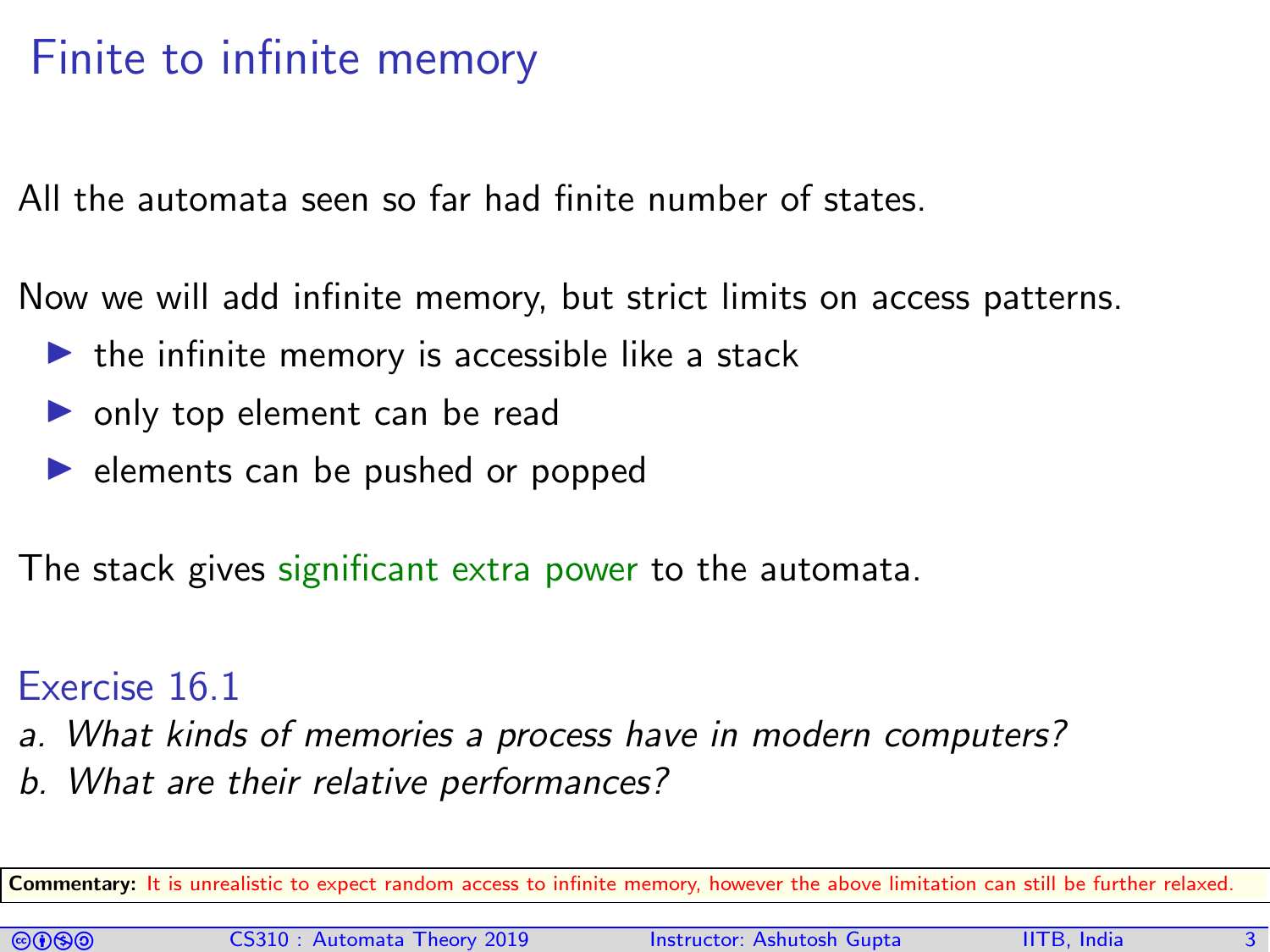# Finite to infinite memory

All the automata seen so far had finite number of states.

Now we will add infinite memory, but strict limits on access patterns.

- the infinite memory is accessible like a stack
- only top element can be read
- elements can be pushed or popped

The stack gives significant extra power to the automata.

### Exercise 16.1

*a. What kinds of memories a process have in modern computers?*
*b. What are their relative performances?*

**Commentary:** It is unrealistic to expect random access to infinite memory, however the above limitation can still be further relaxed.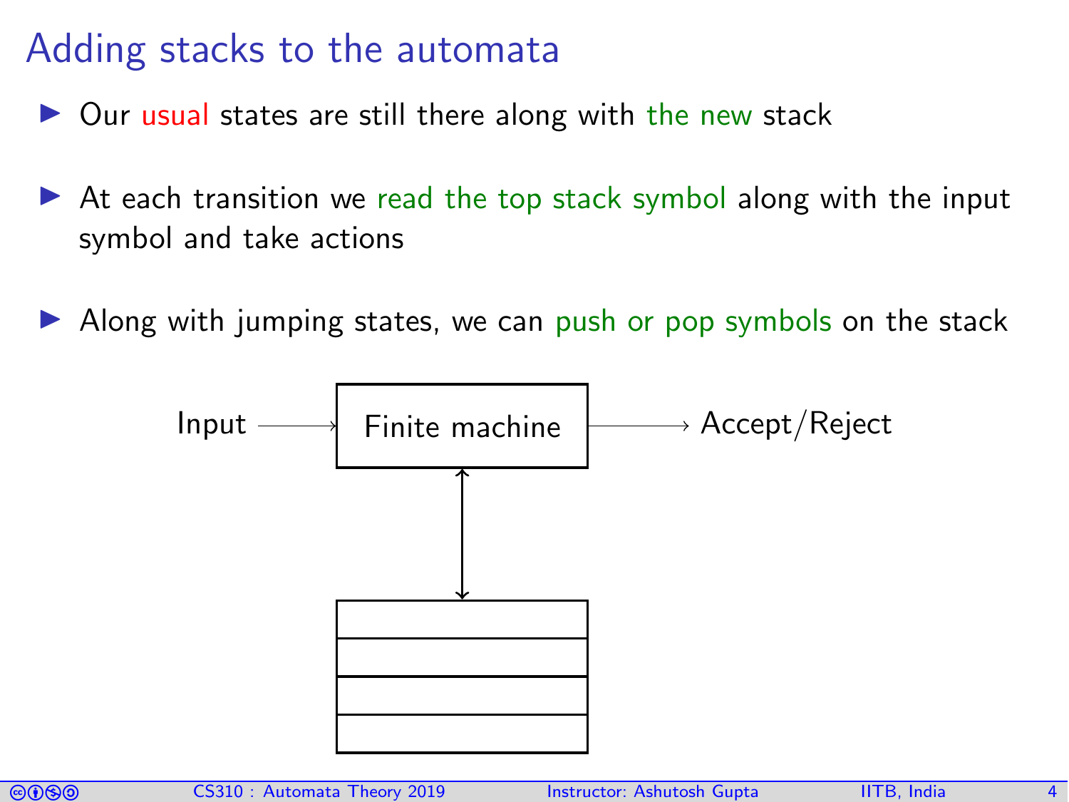# Adding stacks to the automata

- Our usual states are still there along with the new stack
- At each transition we read the top stack symbol along with the input symbol and take actions
- Along with jumping states, we can push or pop symbols on the stack

Input → Finite machine → Accept/Reject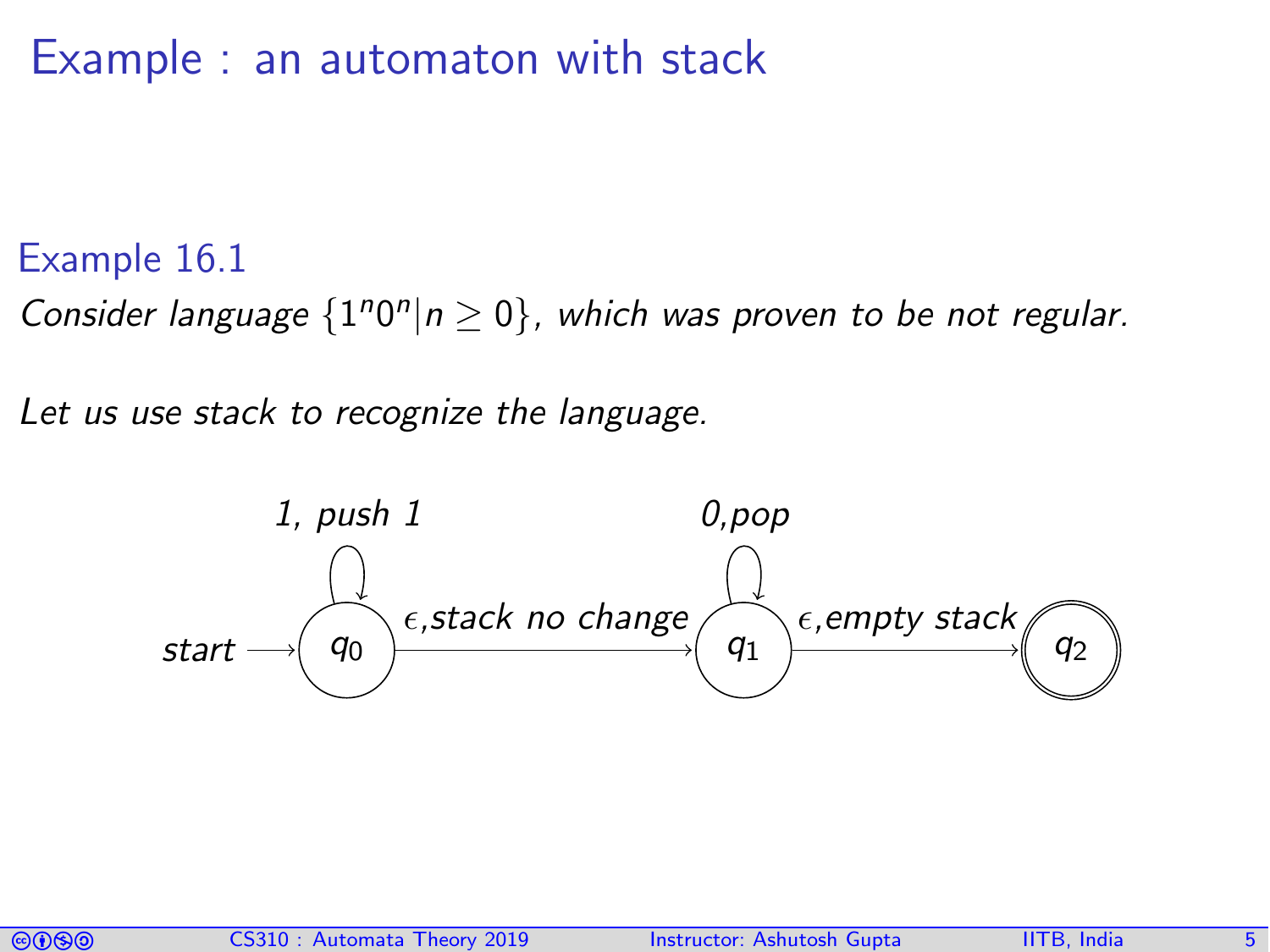# Example : an automaton with stack

### Example 16.1

*Consider language $\{1^n0^n | n \geq 0\}$, which was proven to be not regular.*

*Let us use stack to recognize the language.*

start → $q_0$ —($\epsilon$, stack no change)→ $q_1$ —($\epsilon$, empty stack)→ $q_2$

- $q_0$: self-loop *1, push 1*
- $q_1$: self-loop *0, pop*
- $q_2$: accepting state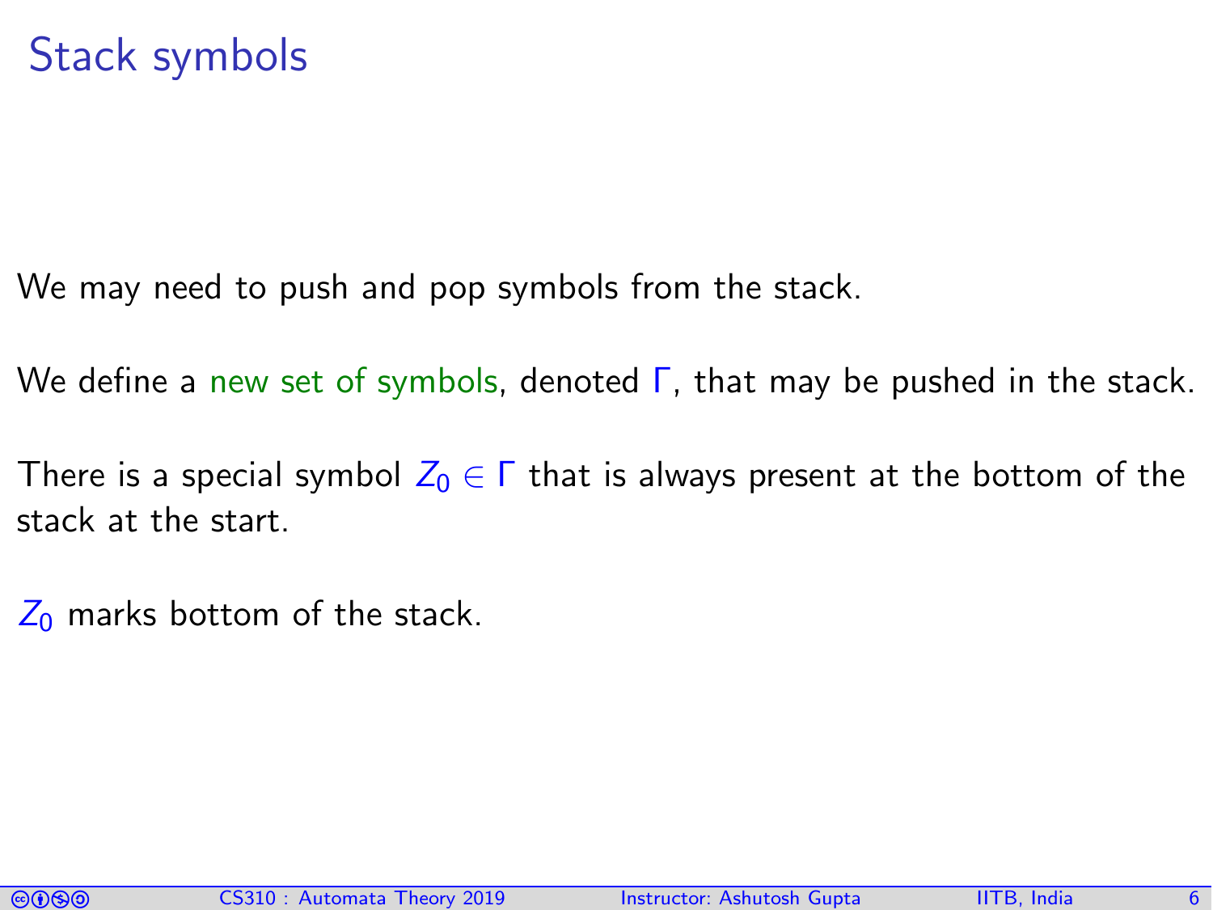# Stack symbols

We may need to push and pop symbols from the stack.

We define a new set of symbols, denoted $\Gamma$, that may be pushed in the stack.

There is a special symbol $Z_0 \in \Gamma$ that is always present at the bottom of the stack at the start.

$Z_0$ marks bottom of the stack.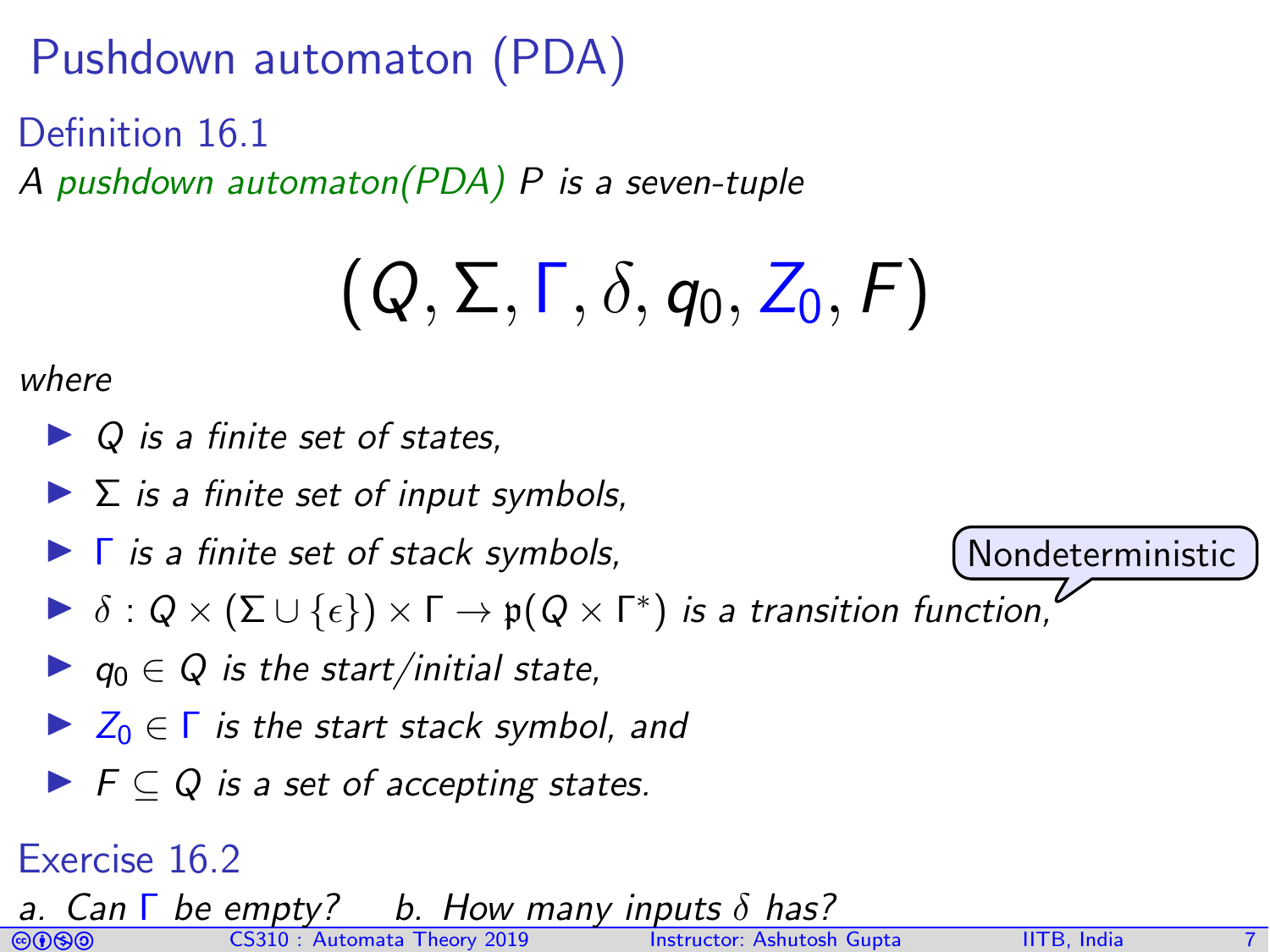# Pushdown automaton (PDA)

## Definition 16.1

*A pushdown automaton(PDA) $P$ is a seven-tuple*

$$(Q, \Sigma, \Gamma, \delta, q_0, Z_0, F)$$

*where*

- *$Q$ is a finite set of states,*
- *$\Sigma$ is a finite set of input symbols,*
- *$\Gamma$ is a finite set of stack symbols,*
- *$\delta : Q \times (\Sigma \cup \{\epsilon\}) \times \Gamma \rightarrow \mathfrak{p}(Q \times \Gamma^*)$ is a transition function,* (Nondeterministic)
- *$q_0 \in Q$ is the start/initial state,*
- *$Z_0 \in \Gamma$ is the start stack symbol, and*
- *$F \subseteq Q$ is a set of accepting states.*

## Exercise 16.2

*a. Can $\Gamma$ be empty?* *b. How many inputs $\delta$ has?*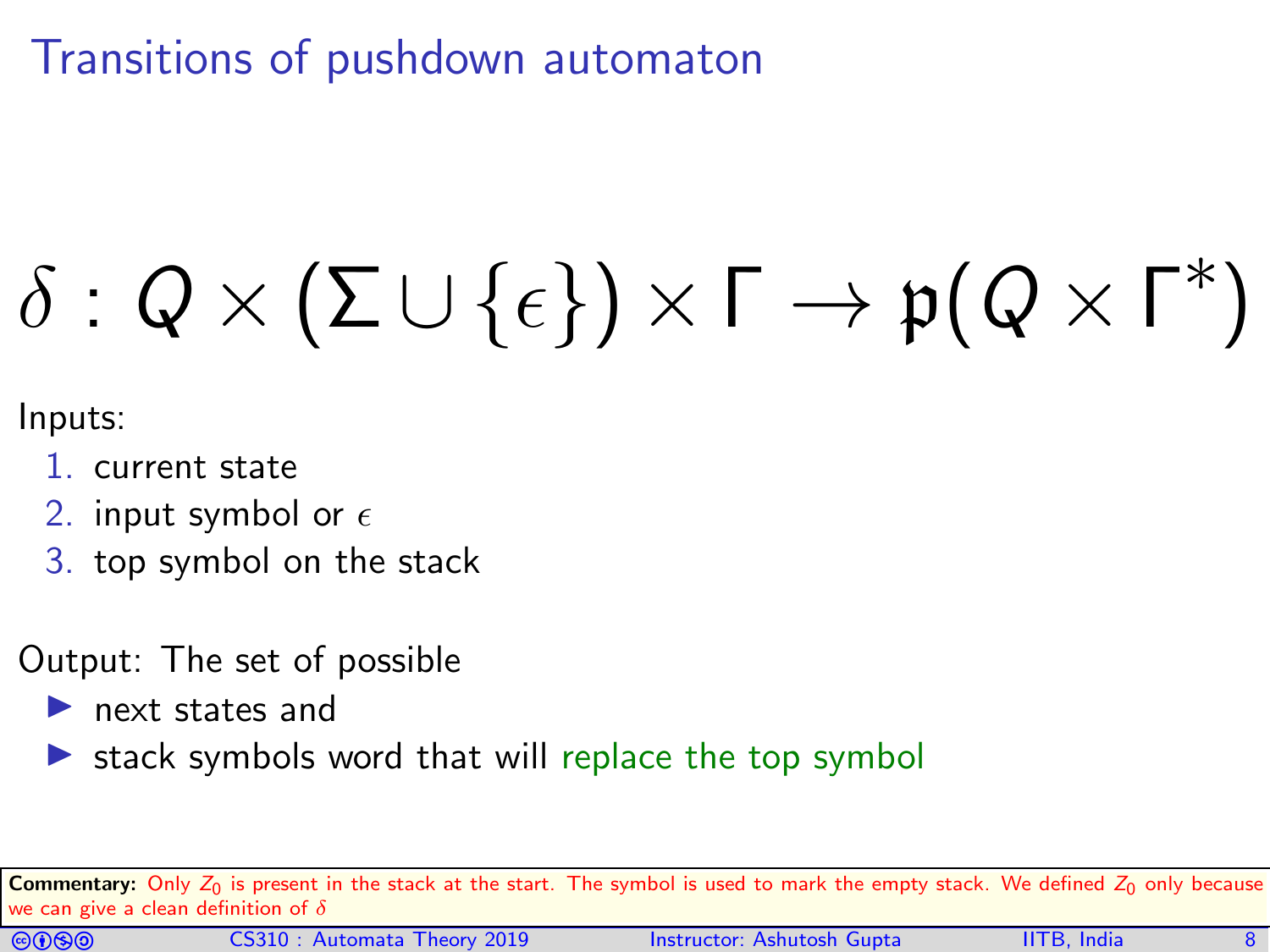# Transitions of pushdown automaton

$$\delta : Q \times (\Sigma \cup \{\epsilon\}) \times \Gamma \to \mathfrak{p}(Q \times \Gamma^*)$$

Inputs:

1. current state
2. input symbol or $\epsilon$
3. top symbol on the stack

Output: The set of possible

- next states and
- stack symbols word that will replace the top symbol

**Commentary:** Only $Z_0$ is present in the stack at the start. The symbol is used to mark the empty stack. We defined $Z_0$ only because we can give a clean definition of $\delta$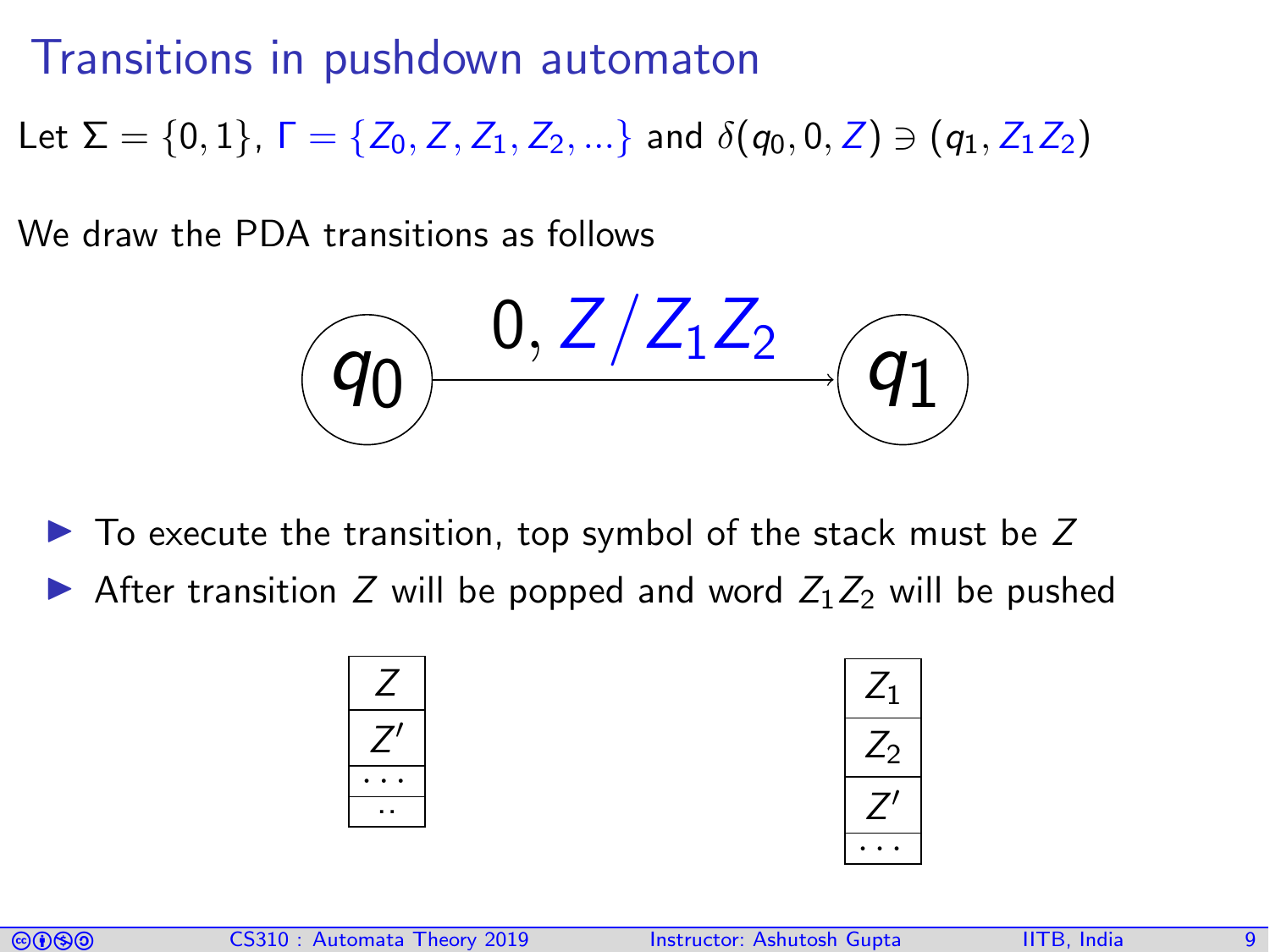# Transitions in pushdown automaton

Let $\Sigma = \{0, 1\}$, $\Gamma = \{Z_0, Z, Z_1, Z_2, ...\}$ and $\delta(q_0, 0, Z) \ni (q_1, Z_1 Z_2)$

We draw the PDA transitions as follows

$$q_0 \xrightarrow{0,\ Z/Z_1 Z_2} q_1$$

- To execute the transition, top symbol of the stack must be $Z$
- After transition $Z$ will be popped and word $Z_1 Z_2$ will be pushed

| Stack before |
|---|
| $Z$ |
| $Z'$ |
| ... |
| .. |

| Stack after |
|---|
| $Z_1$ |
| $Z_2$ |
| $Z'$ |
| ... |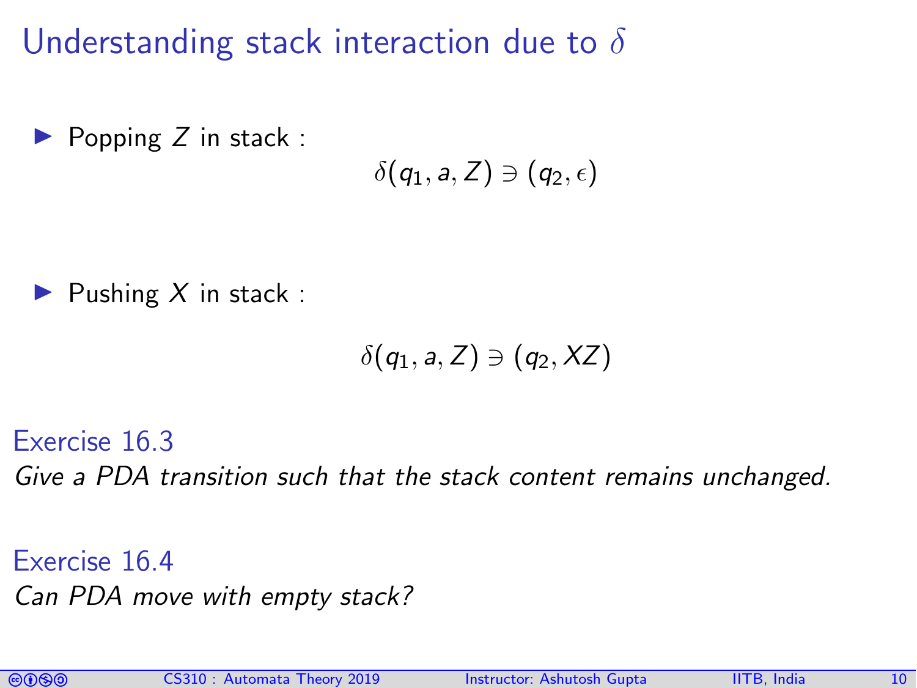# Understanding stack interaction due to $\delta$

- Popping $Z$ in stack :

$$\delta(q_1, a, Z) \ni (q_2, \epsilon)$$

- Pushing $X$ in stack :

$$\delta(q_1, a, Z) \ni (q_2, XZ)$$

**Exercise 16.3**

*Give a PDA transition such that the stack content remains unchanged.*

**Exercise 16.4**

*Can PDA move with empty stack?*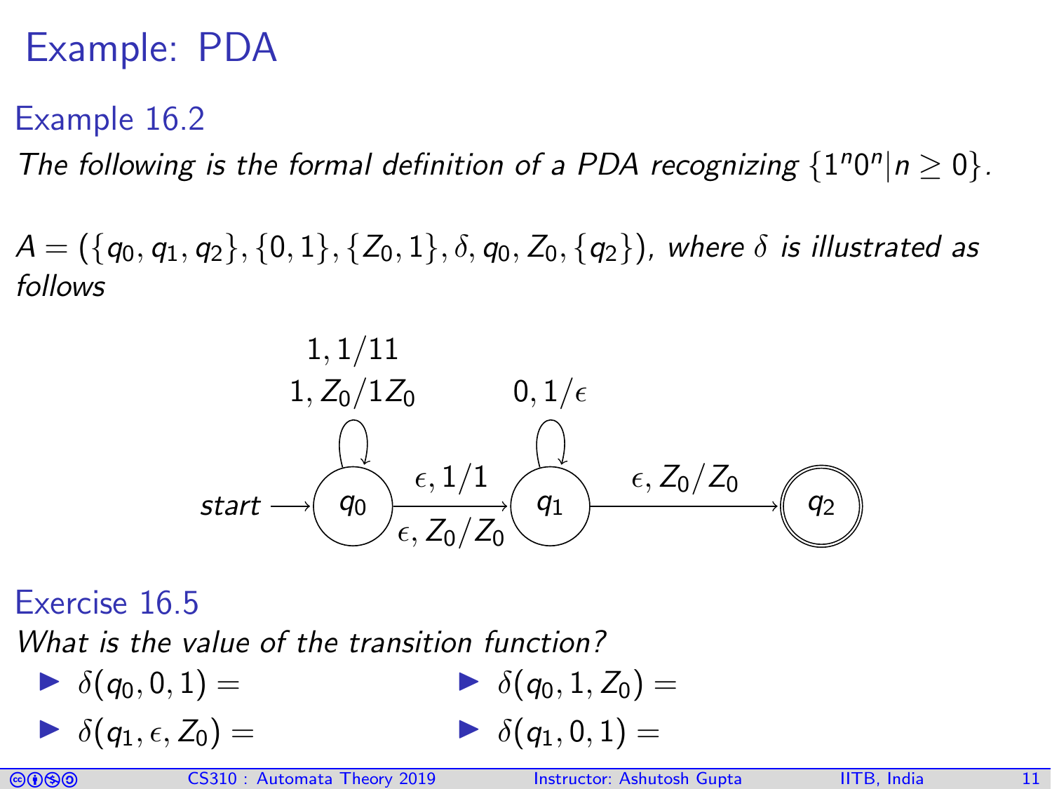# Example: PDA

## Example 16.2

*The following is the formal definition of a PDA recognizing $\{1^n0^n | n \geq 0\}$.*

$A = (\{q_0, q_1, q_2\}, \{0, 1\}, \{Z_0, 1\}, \delta, q_0, Z_0, \{q_2\})$, *where $\delta$ is illustrated as follows*

start → $q_0$ ; $q_0$ self-loop: $1, 1/11$ and $1, Z_0/1Z_0$ ; $q_0 \to q_1$: $\epsilon, 1/1$ and $\epsilon, Z_0/Z_0$ ; $q_1$ self-loop: $0, 1/\epsilon$ ; $q_1 \to q_2$: $\epsilon, Z_0/Z_0$ ; $q_2$ is accepting.

## Exercise 16.5

*What is the value of the transition function?*

- $\delta(q_0, 0, 1) =$
- $\delta(q_0, 1, Z_0) =$
- $\delta(q_1, \epsilon, Z_0) =$
- $\delta(q_1, 0, 1) =$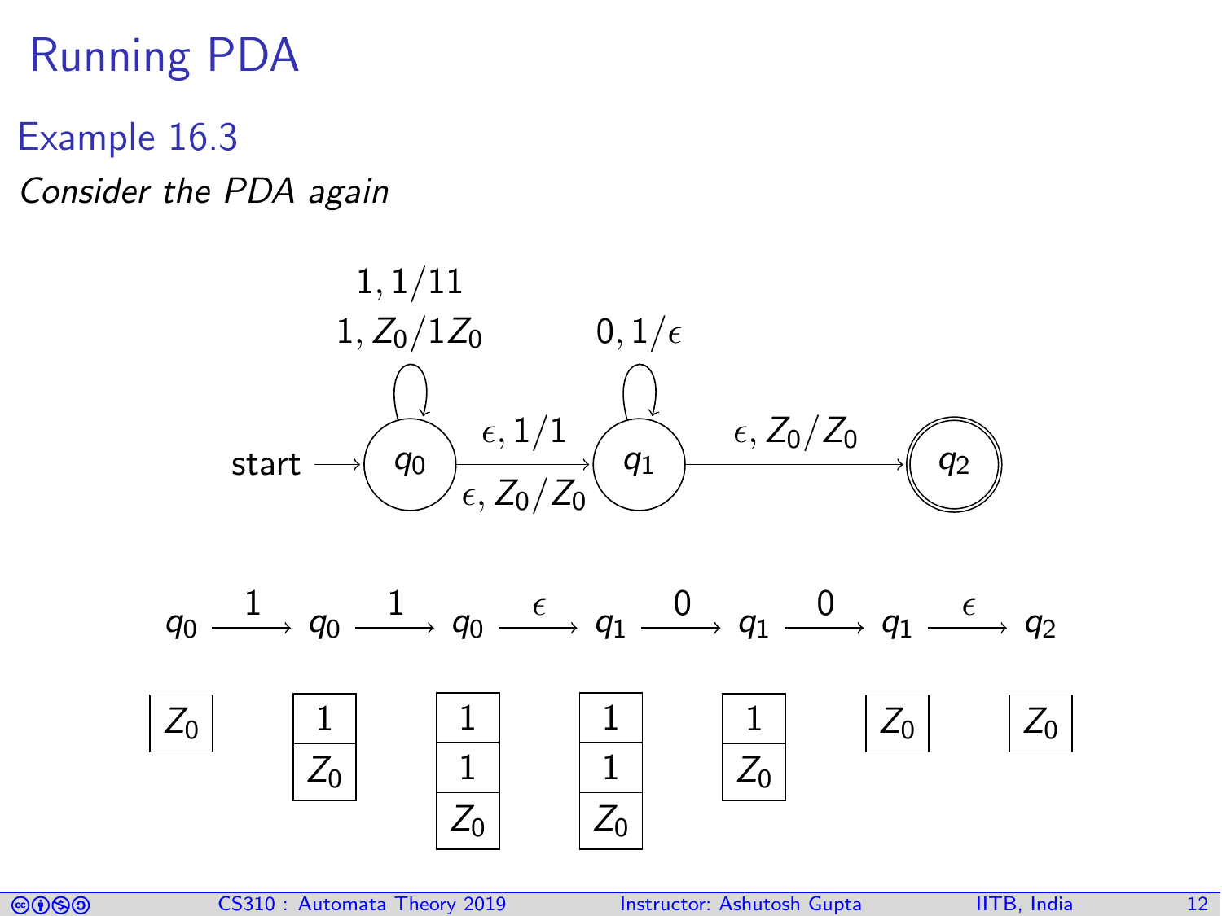# Running PDA

## Example 16.3

*Consider the PDA again*

start $\rightarrow q_0$

Transitions:
- $q_0 \rightarrow q_0$: $1, 1/11$ and $1, Z_0/1Z_0$
- $q_0 \rightarrow q_1$: $\epsilon, 1/1$ and $\epsilon, Z_0/Z_0$
- $q_1 \rightarrow q_1$: $0, 1/\epsilon$
- $q_1 \rightarrow q_2$: $\epsilon, Z_0/Z_0$ ($q_2$ accepting)

$$q_0 \xrightarrow{1} q_0 \xrightarrow{1} q_0 \xrightarrow{\epsilon} q_1 \xrightarrow{0} q_1 \xrightarrow{0} q_1 \xrightarrow{\epsilon} q_2$$

Stacks (top first):

| $q_0$ | $q_0$ | $q_0$ | $q_1$ | $q_1$ | $q_1$ | $q_2$ |
|---|---|---|---|---|---|---|
| $Z_0$ | $1$ | $1$ | $1$ | $1$ | $Z_0$ | $Z_0$ |
| | $Z_0$ | $1$ | $1$ | $Z_0$ | | |
| | | $Z_0$ | $Z_0$ | | | |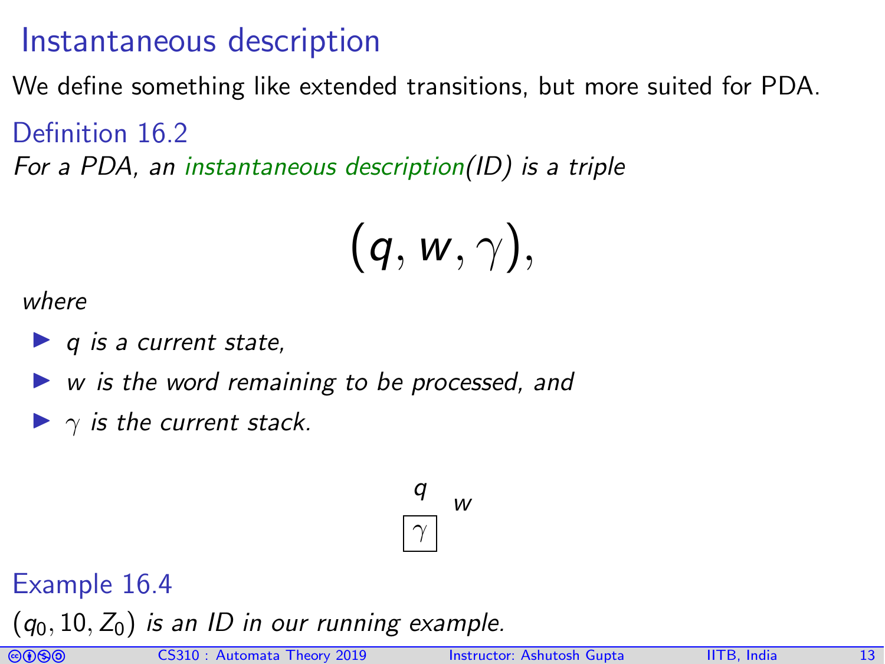# Instantaneous description

We define something like extended transitions, but more suited for PDA.

### Definition 16.2

*For a PDA, an instantaneous description(ID) is a triple*

$$(q, w, \gamma),$$

*where*

- *$q$ is a current state,*
- *$w$ is the word remaining to be processed, and*
- *$\gamma$ is the current stack.*

### Example 16.4

$(q_0, 10, Z_0)$ *is an ID in our running example.*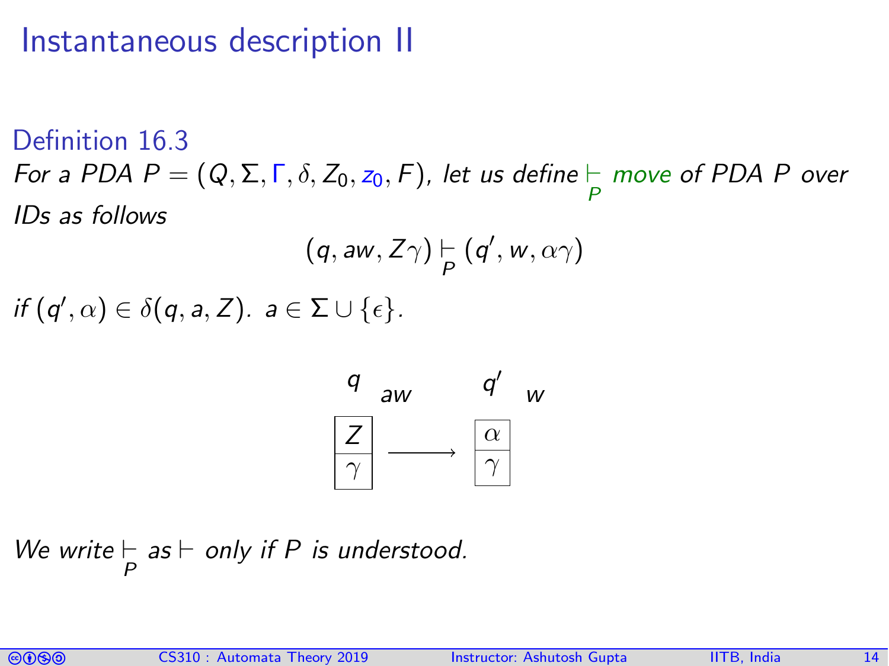# Instantaneous description II

Definition 16.3

*For a PDA $P = (Q, \Sigma, \Gamma, \delta, Z_0, z_0, F)$, let us define $\underset{P}{\vdash}$ move of PDA $P$ over IDs as follows*

$$(q, aw, Z\gamma) \underset{P}{\vdash} (q', w, \alpha\gamma)$$

*if $(q', \alpha) \in \delta(q, a, Z)$. $a \in \Sigma \cup \{\epsilon\}$.*

$$\begin{array}{ccc} q \quad aw & & q' \quad w \\ \begin{array}{|c|} \hline Z \\ \hline \gamma \\ \hline \end{array} & \longrightarrow & \begin{array}{|c|} \hline \alpha \\ \hline \gamma \\ \hline \end{array} \end{array}$$

*We write $\underset{P}{\vdash}$ as $\vdash$ only if $P$ is understood.*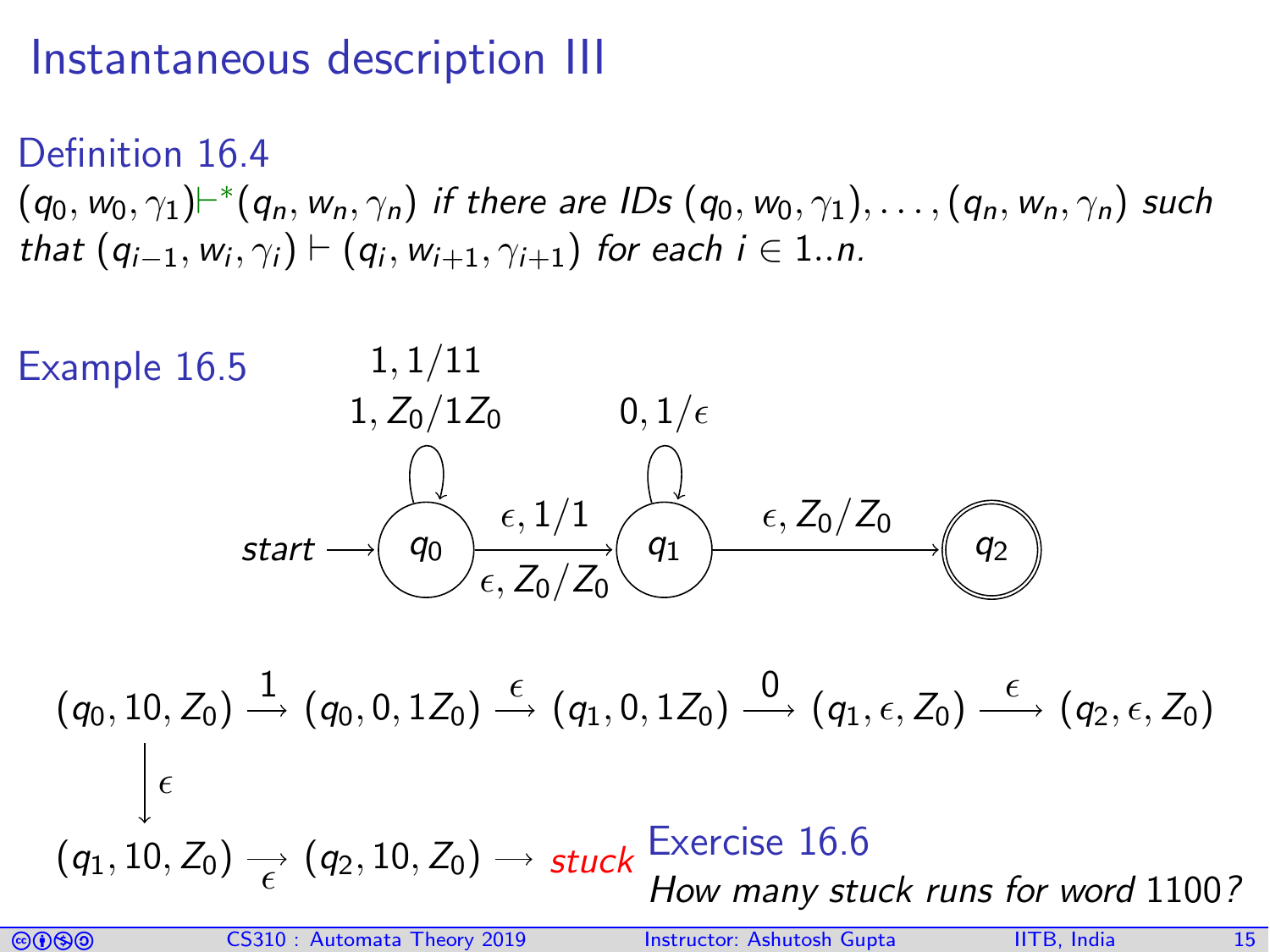# Instantaneous description III

### Definition 16.4

$(q_0, w_0, \gamma_1) \vdash^* (q_n, w_n, \gamma_n)$ *if there are IDs* $(q_0, w_0, \gamma_1), \dots, (q_n, w_n, \gamma_n)$ *such that* $(q_{i-1}, w_i, \gamma_i) \vdash (q_i, w_{i+1}, \gamma_{i+1})$ *for each* $i \in 1..n$.

### Example 16.5

start $\rightarrow q_0$

- $q_0 \to q_0$: $1, 1/11$ and $1, Z_0/1Z_0$
- $q_0 \to q_1$: $\epsilon, 1/1$ and $\epsilon, Z_0/Z_0$
- $q_1 \to q_1$: $0, 1/\epsilon$
- $q_1 \to q_2$: $\epsilon, Z_0/Z_0$
- $q_2$ is accepting

$$(q_0, 10, Z_0) \xrightarrow{1} (q_0, 0, 1Z_0) \xrightarrow{\epsilon} (q_1, 0, 1Z_0) \xrightarrow{0} (q_1, \epsilon, Z_0) \xrightarrow{\epsilon} (q_2, \epsilon, Z_0)$$

$$(q_0, 10, Z_0) \xrightarrow{\epsilon} (q_1, 10, Z_0) \xrightarrow{\epsilon} (q_2, 10, Z_0) \rightarrow \textit{stuck}$$

### Exercise 16.6

*How many stuck runs for word* 1100*?*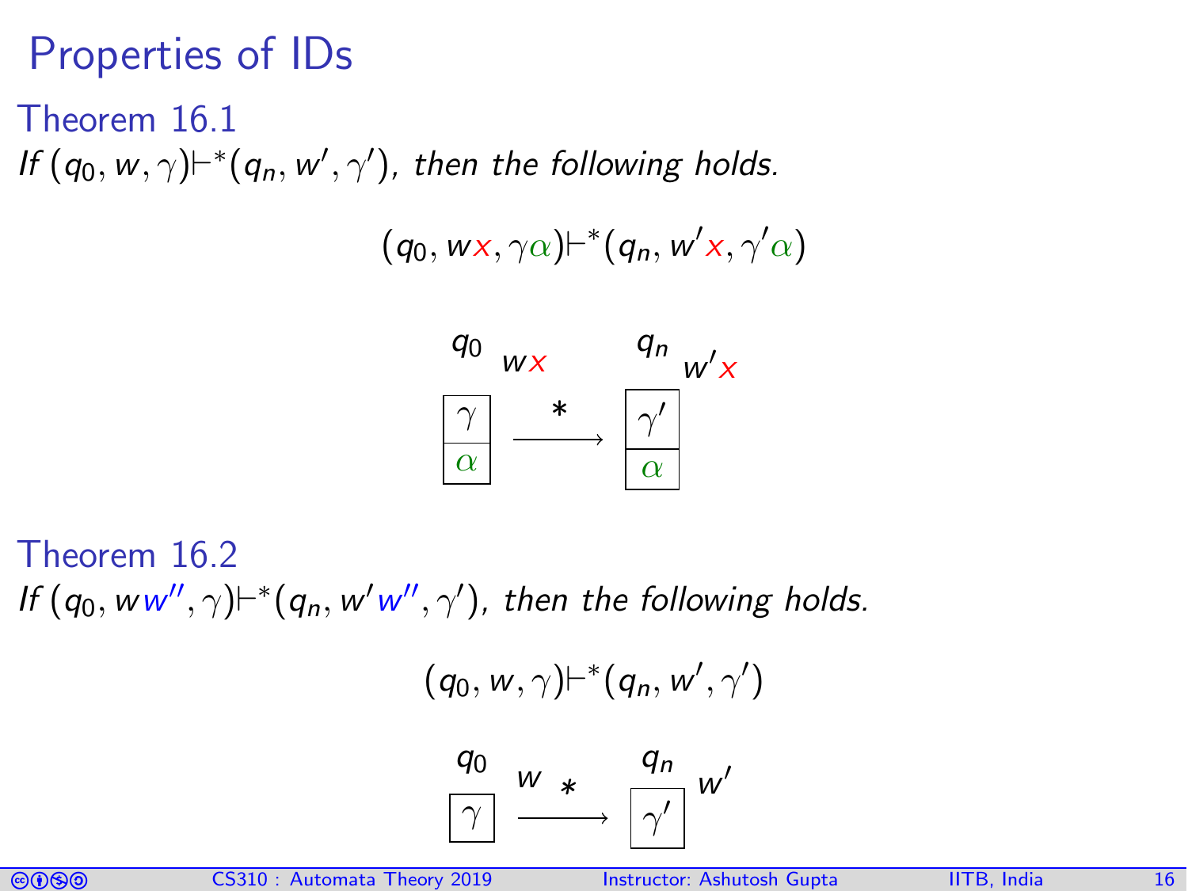# Properties of IDs

## Theorem 16.1

*If* $(q_0, w, \gamma)\vdash^*(q_n, w', \gamma')$*, then the following holds.*

$$(q_0, wx, \gamma\alpha)\vdash^*(q_n, w'x, \gamma'\alpha)$$

## Theorem 16.2

*If* $(q_0, ww'', \gamma)\vdash^*(q_n, w'w'', \gamma')$*, then the following holds.*

$$(q_0, w, \gamma)\vdash^*(q_n, w', \gamma')$$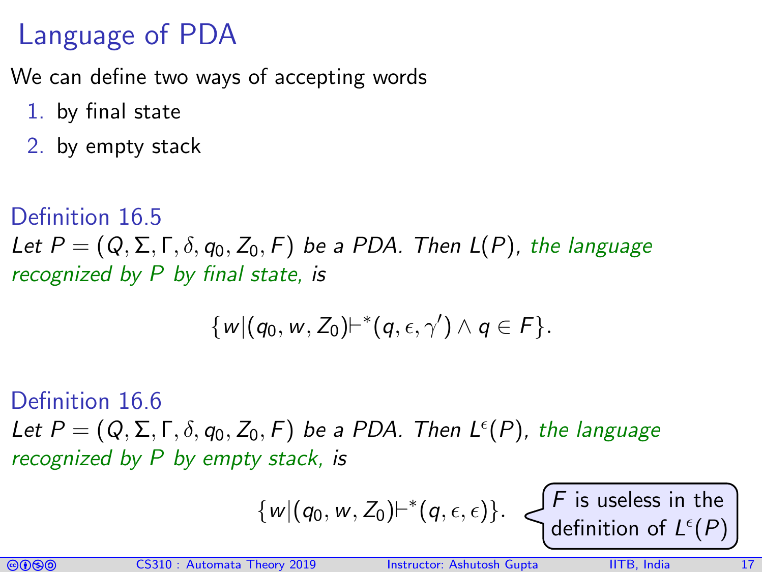# Language of PDA

We can define two ways of accepting words

1. by final state
2. by empty stack

**Definition 16.5**

*Let $P = (Q, \Sigma, \Gamma, \delta, q_0, Z_0, F)$ be a PDA. Then $L(P)$, the language recognized by $P$ by final state, is*

$$\{w|(q_0, w, Z_0)\vdash^*(q, \epsilon, \gamma') \wedge q \in F\}.$$

**Definition 16.6**

*Let $P = (Q, \Sigma, \Gamma, \delta, q_0, Z_0, F)$ be a PDA. Then $L^\epsilon(P)$, the language recognized by $P$ by empty stack, is*

$$\{w|(q_0, w, Z_0)\vdash^*(q, \epsilon, \epsilon)\}.$$

$F$ is useless in the definition of $L^\epsilon(P)$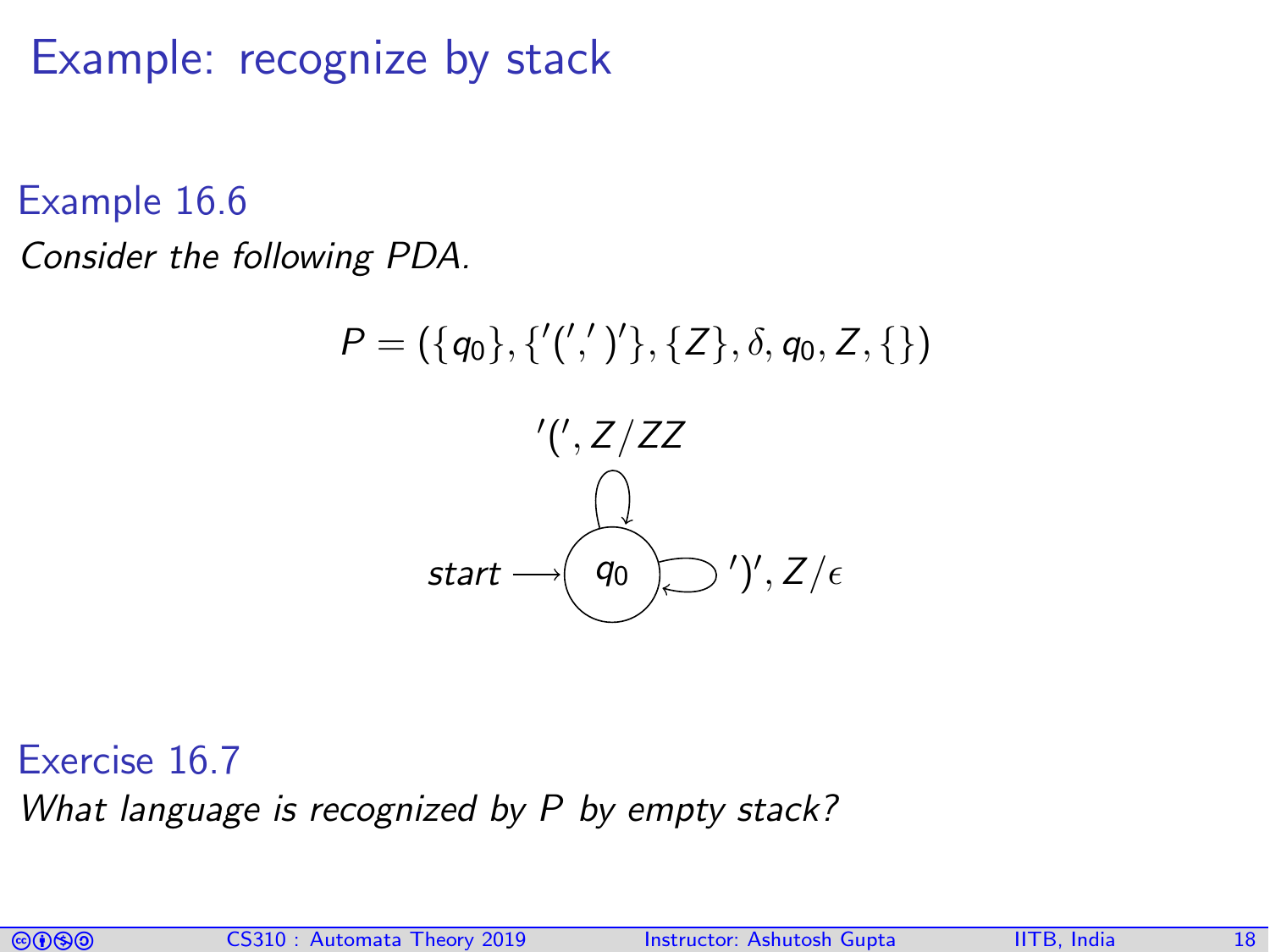# Example: recognize by stack

**Example 16.6**

*Consider the following PDA.*

$$P = (\{q_0\}, \{'(', ')'\}, \{Z\}, \delta, q_0, Z, \{\})$$

start $\longrightarrow$ $q_0$

Self-loop on $q_0$: $'(', Z/ZZ$

Self-loop on $q_0$: $')', Z/\epsilon$

**Exercise 16.7**

*What language is recognized by P by empty stack?*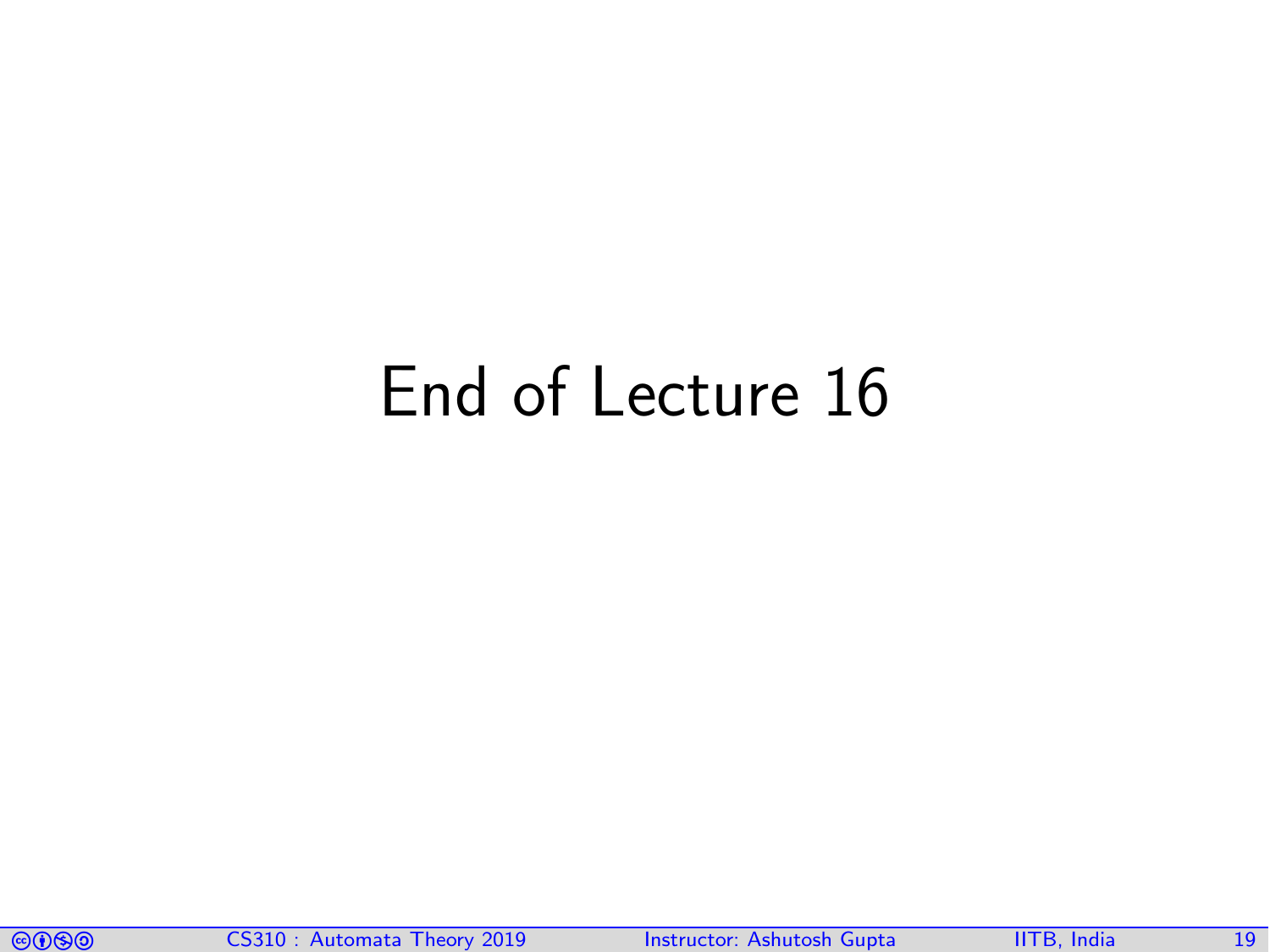# End of Lecture 16